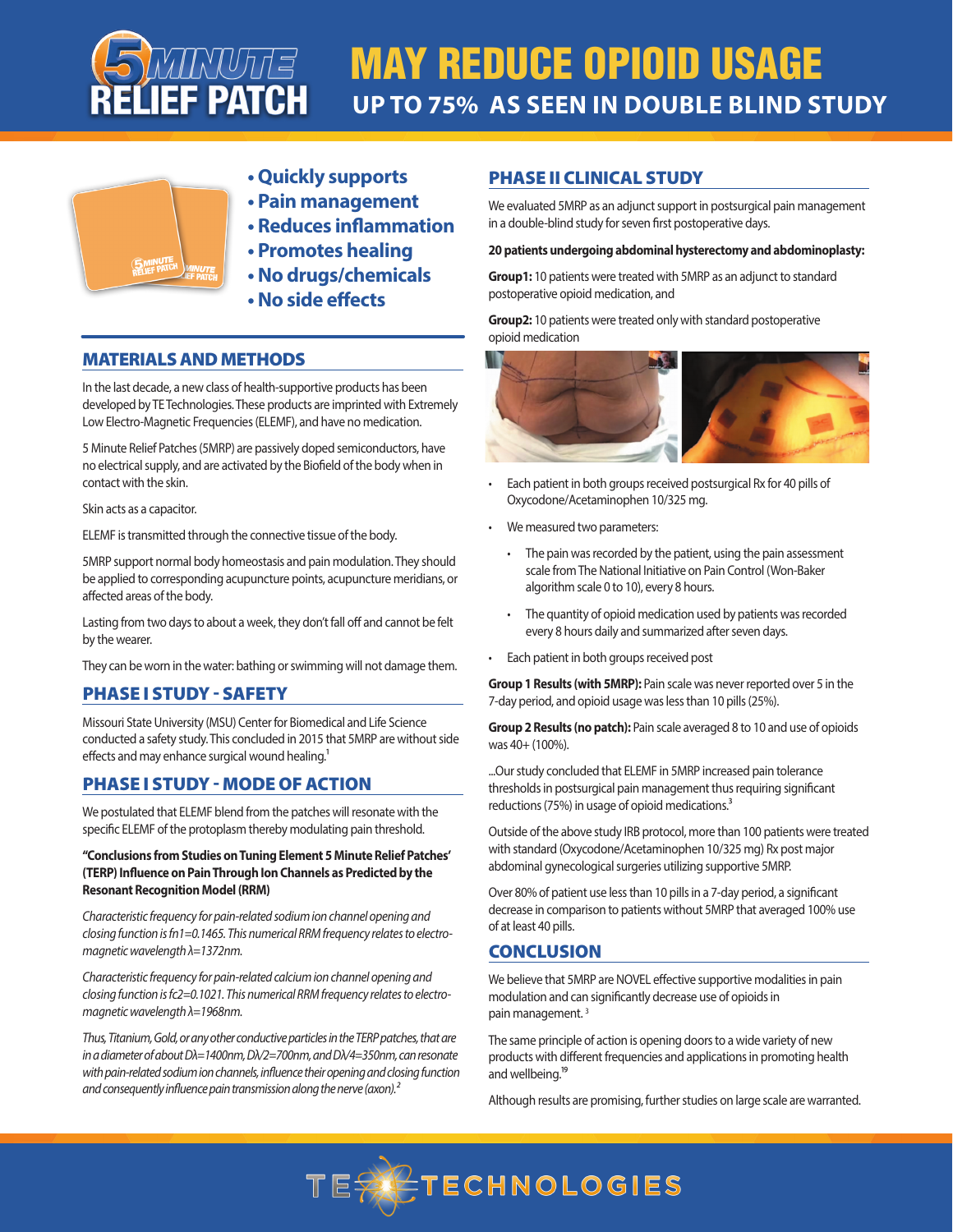# 5 MINUTE RELIEF PATCH

# MAY REDUCE OPIOID USAGE

## UP TO 75% AS SEEN IN DOUBLE BLIND STUDY

- **Quickly supports**
- **Pain management**
- **Reduces inflammation**
- **Promotes healing**
- **No drugs/chemicals**
- **No side effects**

## MATERIALS AND METHODS

In the last decade, a new class of health-supportive products has been developed by TE Technologies. These products are imprinted with Extremely Low Electro-Magnetic Frequencies (ELEMF), and have no medication.

5 Minute Relief Patches (5MRP) are passively doped semiconductors, have no electrical supply, and are activated by the Biofield of the body when in contact with the skin.

Skin acts as a capacitor.

ELEMF is transmitted through the connective tissue of the body.

5MRP support normal body homeostasis and pain modulation. They should be applied to corresponding acupuncture points, acupuncture meridians, or affected areas of the body.

Lasting from two days to about a week, they don't fall off and cannot be felt by the wearer.

They can be worn in the water: bathing or swimming will not damage them.

## PHASE I STUDY - SAFETY

Missouri State University (MSU) Center for Biomedical and Life Science conducted a safety study. This concluded in 2015 that 5MRP are without side effects and may enhance surgical wound healing.[1]

## PHASE I STUDY - MODE OF ACTION

We postulated that ELEMF blend from the patches will resonate with the specific ELEMF of the protoplasm thereby modulating pain threshold.

**"Conclusions from Studies on Tuning Element 5 Minute Relief Patches' (TERP) Influence on Pain Through Ion Channels as Predicted by the Resonant Recognition Model (RRM)**

*Characteristic frequency for pain-related sodium ion channel opening and closing function is $fn1=0.1465$. This numerical RRM frequency relates to electro-magnetic wavelength $\lambda=1372$nm.*

*Characteristic frequency for pain-related calcium ion channel opening and closing function is $fc2=0.1021$. This numerical RRM frequency relates to electro-magnetic wavelength $\lambda=1968$nm.*

*Thus, Titanium, Gold, or any other conductive particles in the TERP patches, that are in a diameter of about $D\lambda=1400$nm, $D\lambda/2=700$nm, and $D\lambda/4=350$nm, can resonate with pain-related sodium ion channels, influence their opening and closing function and consequently influence pain transmission along the nerve (axon).*[2]

## PHASE II CLINICAL STUDY

We evaluated 5MRP as an adjunct support in postsurgical pain management in a double-blind study for seven first postoperative days.

**20 patients undergoing abdominal hysterectomy and abdominoplasty:**

**Group1:** 10 patients were treated with 5MRP as an adjunct to standard postoperative opioid medication, and

**Group2:** 10 patients were treated only with standard postoperative opioid medication

- Each patient in both groups received postsurgical Rx for 40 pills of Oxycodone/Acetaminophen 10/325 mg.
- We measured two parameters:
  - The pain was recorded by the patient, using the pain assessment scale from The National Initiative on Pain Control (Won-Baker algorithm scale 0 to 10), every 8 hours.
  - The quantity of opioid medication used by patients was recorded every 8 hours daily and summarized after seven days.
- Each patient in both groups received post

**Group 1 Results (with 5MRP):** Pain scale was never reported over 5 in the 7-day period, and opioid usage was less than 10 pills (25%).

**Group 2 Results (no patch):** Pain scale averaged 8 to 10 and use of opioids was 40+ (100%).

...Our study concluded that ELEMF in 5MRP increased pain tolerance thresholds in postsurgical pain management thus requiring significant reductions (75%) in usage of opioid medications.[3]

Outside of the above study IRB protocol, more than 100 patients were treated with standard (Oxycodone/Acetaminophen 10/325 mg) Rx post major abdominal gynecological surgeries utilizing supportive 5MRP.

Over 80% of patient use less than 10 pills in a 7-day period, a significant decrease in comparison to patients without 5MRP that averaged 100% use of at least 40 pills.

## CONCLUSION

We believe that 5MRP are NOVEL effective supportive modalities in pain modulation and can significantly decrease use of opioids in pain management.[3]

The same principle of action is opening doors to a wide variety of new products with different frequencies and applications in promoting health and wellbeing.[19]

Although results are promising, further studies on large scale are warranted.

TE TECHNOLOGIES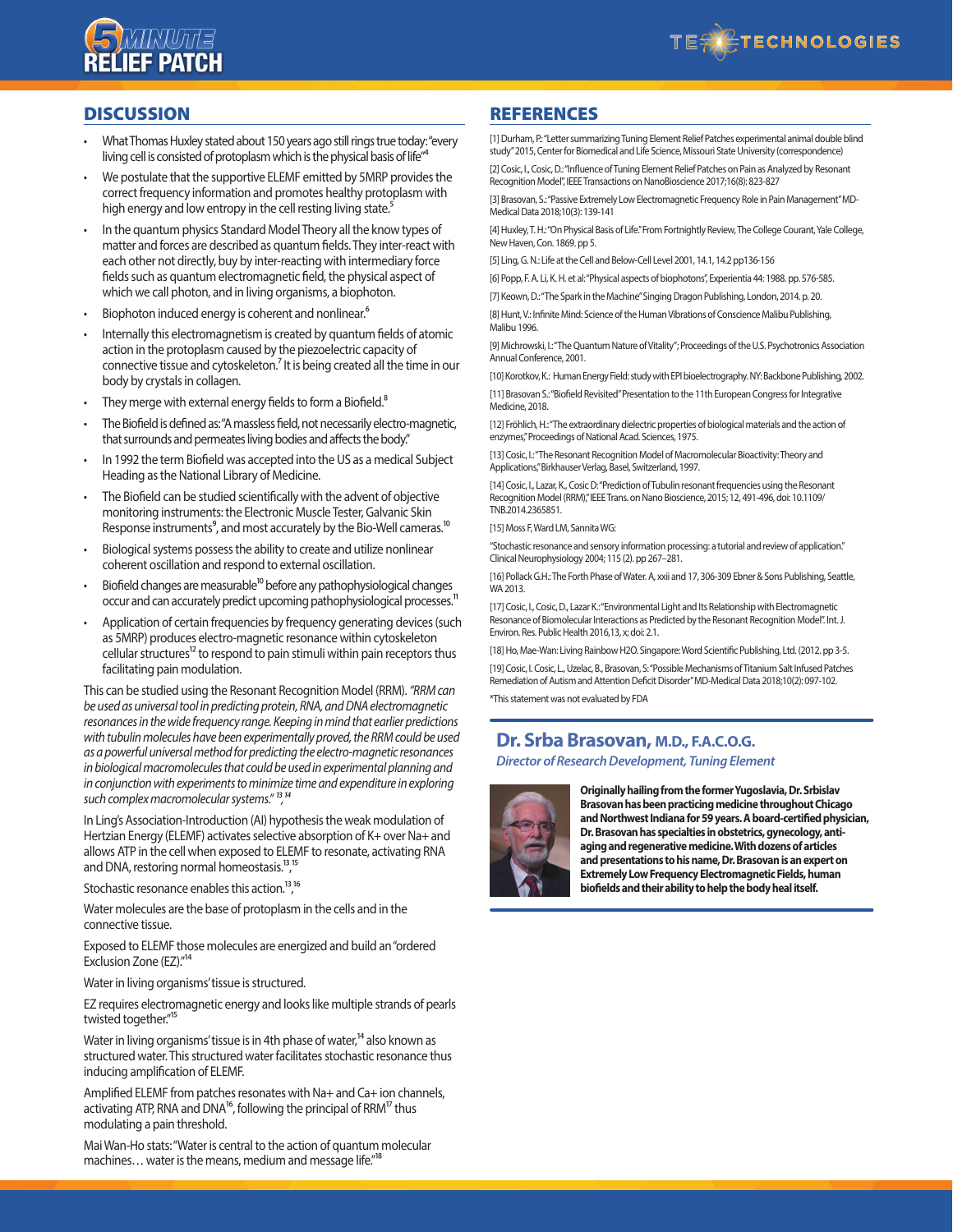## DISCUSSION

- What Thomas Huxley stated about 150 years ago still rings true today: "every living cell is consisted of protoplasm which is the physical basis of life"[4]
- We postulate that the supportive ELEMF emitted by 5MRP provides the correct frequency information and promotes healthy protoplasm with high energy and low entropy in the cell resting living state.[5]
- In the quantum physics Standard Model Theory all the know types of matter and forces are described as quantum fields. They inter-react with each other not directly, buy by inter-reacting with intermediary force fields such as quantum electromagnetic field, the physical aspect of which we call photon, and in living organisms, a biophoton.
- Biophoton induced energy is coherent and nonlinear.[6]
- Internally this electromagnetism is created by quantum fields of atomic action in the protoplasm caused by the piezoelectric capacity of connective tissue and cytoskeleton.[7] It is being created all the time in our body by crystals in collagen.
- They merge with external energy fields to form a Biofield.[8]
- The Biofield is defined as: "A massless field, not necessarily electro-magnetic, that surrounds and permeates living bodies and affects the body."
- In 1992 the term Biofield was accepted into the US as a medical Subject Heading as the National Library of Medicine.
- The Biofield can be studied scientifically with the advent of objective monitoring instruments: the Electronic Muscle Tester, Galvanic Skin Response instruments[9], and most accurately by the Bio-Well cameras.[10]
- Biological systems possess the ability to create and utilize nonlinear coherent oscillation and respond to external oscillation.
- Biofield changes are measurable[10] before any pathophysiological changes occur and can accurately predict upcoming pathophysiological processes.[11]
- Application of certain frequencies by frequency generating devices (such as 5MRP) produces electro-magnetic resonance within cytoskeleton cellular structures[12] to respond to pain stimuli within pain receptors thus facilitating pain modulation.

This can be studied using the Resonant Recognition Model (RRM). *"RRM can be used as universal tool in predicting protein, RNA, and DNA electromagnetic resonances in the wide frequency range. Keeping in mind that earlier predictions with tubulin molecules have been experimentally proved, the RRM could be used as a powerful universal method for predicting the electro-magnetic resonances in biological macromolecules that could be used in experimental planning and in conjunction with experiments to minimize time and expenditure in exploring such complex macromolecular systems."* [13,14]

In Ling's Association-Introduction (AI) hypothesis the weak modulation of Hertzian Energy (ELEMF) activates selective absorption of K+ over Na+ and allows ATP in the cell when exposed to ELEMF to resonate, activating RNA and DNA, restoring normal homeostasis.[13,15]

Stochastic resonance enables this action.[13,16]

Water molecules are the base of protoplasm in the cells and in the connective tissue.

Exposed to ELEMF those molecules are energized and build an "ordered Exclusion Zone (EZ)."[14]

Water in living organisms' tissue is structured.

EZ requires electromagnetic energy and looks like multiple strands of pearls twisted together."[15]

Water in living organisms' tissue is in 4th phase of water,[14] also known as structured water. This structured water facilitates stochastic resonance thus inducing amplification of ELEMF.

Amplified ELEMF from patches resonates with Na+ and Ca+ ion channels, activating ATP, RNA and DNA[16], following the principal of RRM[17] thus modulating a pain threshold.

Mai Wan-Ho stats: "Water is central to the action of quantum molecular machines… water is the means, medium and message life."[18]

## REFERENCES

[1] Durham, P.: "Letter summarizing Tuning Element Relief Patches experimental animal double blind study" 2015, Center for Biomedical and Life Science, Missouri State University (correspondence)

[2] Cosic, I., Cosic, D.: "Influence of Tuning Element Relief Patches on Pain as Analyzed by Resonant Recognition Model", IEEE Transactions on NanoBioscience 2017;16(8): 823-827

[3] Brasovan, S.: "Passive Extremely Low Electromagnetic Frequency Role in Pain Management" MD-Medical Data 2018;10(3): 139-141

[4] Huxley, T. H.: "On Physical Basis of Life." From Fortnightly Review, The College Courant, Yale College, New Haven, Con. 1869. pp 5.

[5] Ling, G. N.: Life at the Cell and Below-Cell Level 2001, 14.1, 14.2 pp136-156

[6] Popp, F. A. Li, K. H. et al: "Physical aspects of biophotons", Experientia 44: 1988. pp. 576-585.

[7] Keown, D.: "The Spark in the Machine" Singing Dragon Publishing, London, 2014. p. 20.

[8] Hunt, V.: Infinite Mind: Science of the Human Vibrations of Conscience Malibu Publishing, Malibu 1996.

[9] Michrowski, I.: "The Quantum Nature of Vitality"; Proceedings of the U.S. Psychotronics Association Annual Conference, 2001.

[10] Korotkov, K.: Human Energy Field: study with EPI bioelectrography. NY: Backbone Publishing, 2002.

[11] Brasovan S.: "Biofield Revisited" Presentation to the 11th European Congress for Integrative Medicine, 2018.

[12] Fröhlich, H.: "The extraordinary dielectric properties of biological materials and the action of enzymes," Proceedings of National Acad. Sciences, 1975.

[13] Cosic, I.: "The Resonant Recognition Model of Macromolecular Bioactivity: Theory and Applications," Birkhauser Verlag, Basel, Switzerland, 1997.

[14] Cosic, I., Lazar, K., Cosic D: "Prediction of Tubulin resonant frequencies using the Resonant Recognition Model (RRM)," IEEE Trans. on Nano Bioscience, 2015; 12, 491-496, doi: 10.1109/TNB.2014.2365851.

[15] Moss F, Ward LM, Sannita WG:

"Stochastic resonance and sensory information processing: a tutorial and review of application." Clinical Neurophysiology 2004; 115 (2). pp 267–281.

[16] Pollack G.H.: The Forth Phase of Water. A, xxii and 17, 306-309 Ebner & Sons Publishing, Seattle, WA 2013.

[17] Cosic, I., Cosic, D., Lazar K.: "Environmental Light and Its Relationship with Electromagnetic Resonance of Biomolecular Interactions as Predicted by the Resonant Recognition Model". Int. J. Environ. Res. Public Health 2016,13, x; doi: 2.1.

[18] Ho, Mae-Wan: Living Rainbow H2O. Singapore: Word Scientific Publishing, Ltd. (2012. pp 3-5.

[19] Cosic, I. Cosic, L., Uzelac, B., Brasovan, S: "Possible Mechanisms of Titanium Salt Infused Patches Remediation of Autism and Attention Deficit Disorder" MD-Medical Data 2018;10(2): 097-102.

*This statement was not evaluated by FDA

## Dr. Srba Brasovan, M.D., F.A.C.O.G.

*Director of Research Development, Tuning Element*

**Originally hailing from the former Yugoslavia, Dr. Srbislav Brasovan has been practicing medicine throughout Chicago and Northwest Indiana for 59 years. A board-certified physician, Dr. Brasovan has specialties in obstetrics, gynecology, anti-aging and regenerative medicine. With dozens of articles and presentations to his name, Dr. Brasovan is an expert on Extremely Low Frequency Electromagnetic Fields, human biofields and their ability to help the body heal itself.**